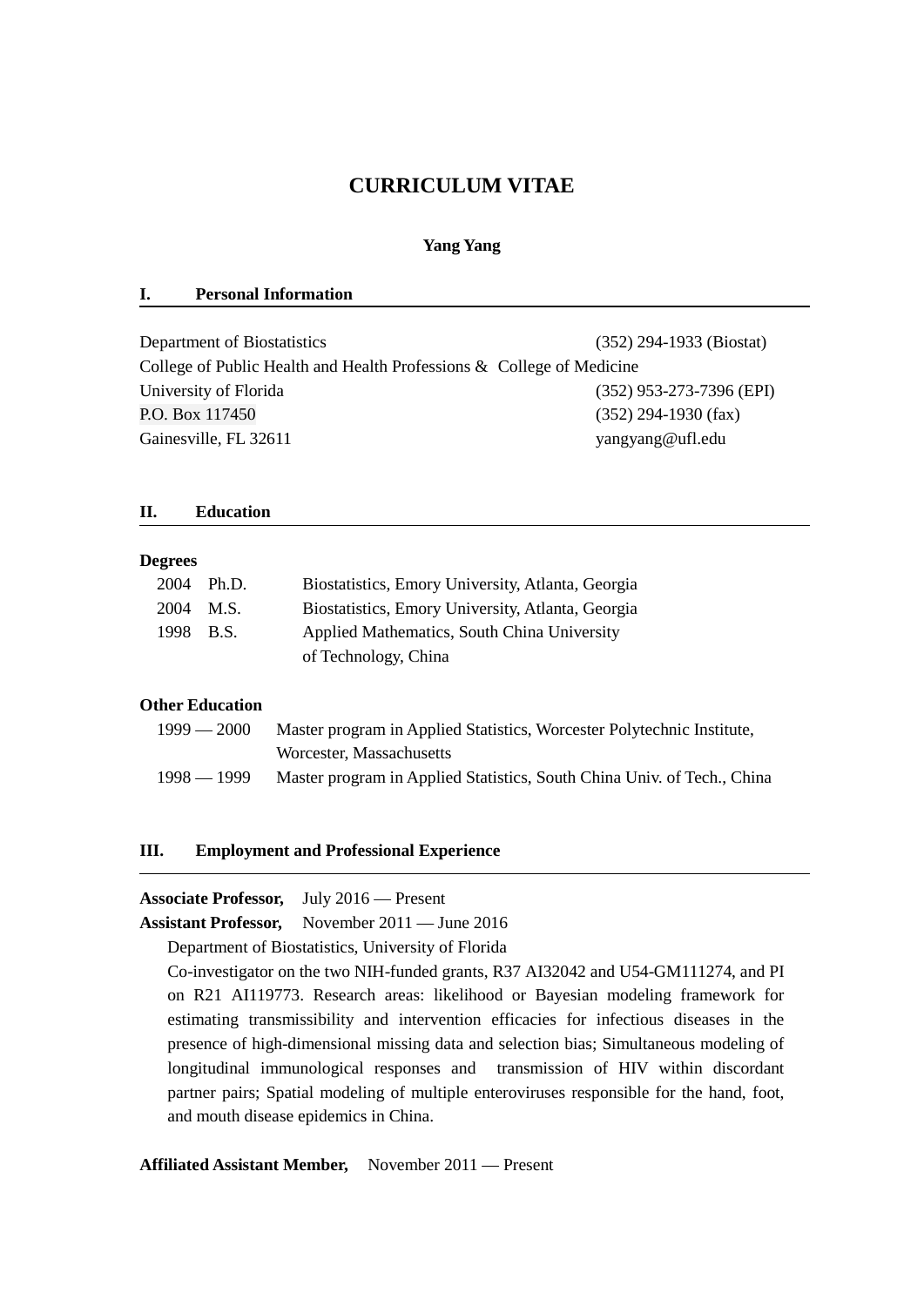# CURRICULUM VITAE

**Yang Yang**

## I. Personal Information

Department of Biostatistics — (352) 294-1933 (Biostat)
College of Public Health and Health Professions & College of Medicine
University of Florida — (352) 953-273-7396 (EPI)
P.O. Box 117450 — (352) 294-1930 (fax)
Gainesville, FL 32611 — yangyang@ufl.edu

## II. Education

**Degrees**

| | | |
|---|---|---|
| 2004 | Ph.D. | Biostatistics, Emory University, Atlanta, Georgia |
| 2004 | M.S. | Biostatistics, Emory University, Atlanta, Georgia |
| 1998 | B.S. | Applied Mathematics, South China University of Technology, China |

**Other Education**

| | |
|---|---|
| 1999 — 2000 | Master program in Applied Statistics, Worcester Polytechnic Institute, Worcester, Massachusetts |
| 1998 — 1999 | Master program in Applied Statistics, South China Univ. of Tech., China |

## III. Employment and Professional Experience

**Associate Professor,** July 2016 — Present
**Assistant Professor,** November 2011 — June 2016

Department of Biostatistics, University of Florida

Co-investigator on the two NIH-funded grants, R37 AI32042 and U54-GM111274, and PI on R21 AI119773. Research areas: likelihood or Bayesian modeling framework for estimating transmissibility and intervention efficacies for infectious diseases in the presence of high-dimensional missing data and selection bias; Simultaneous modeling of longitudinal immunological responses and transmission of HIV within discordant partner pairs; Spatial modeling of multiple enteroviruses responsible for the hand, foot, and mouth disease epidemics in China.

**Affiliated Assistant Member,** November 2011 — Present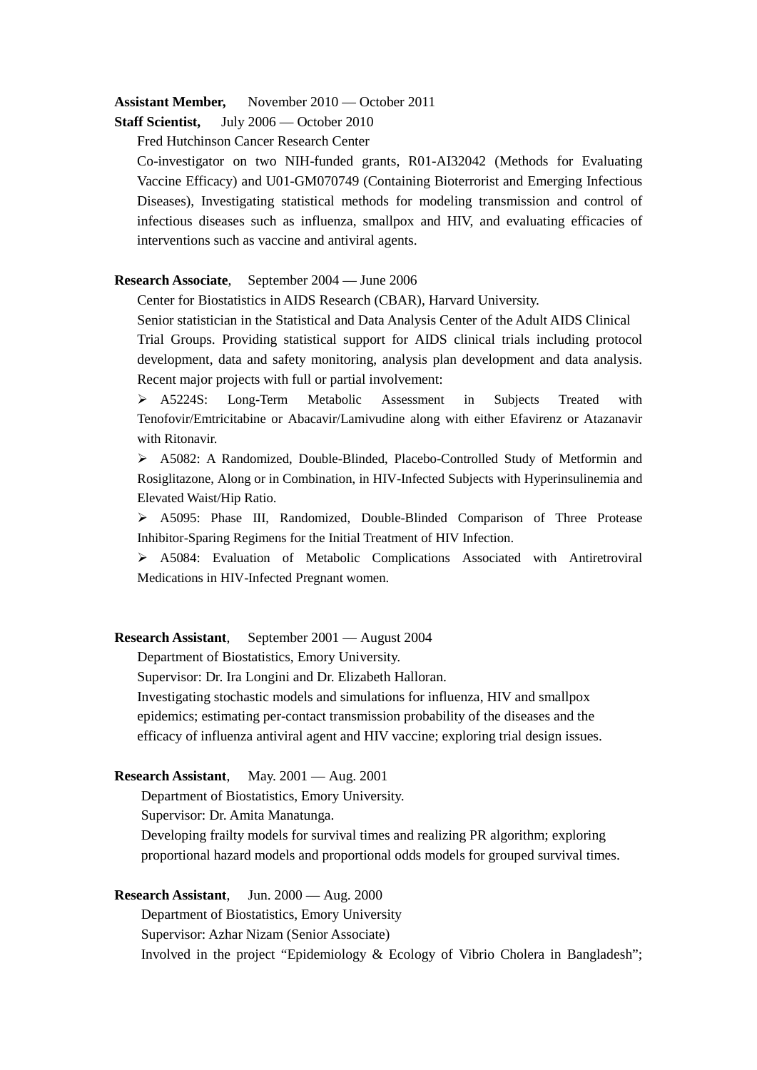**Assistant Member,** November 2010 — October 2011

**Staff Scientist,** July 2006 — October 2010

Fred Hutchinson Cancer Research Center

Co-investigator on two NIH-funded grants, R01-AI32042 (Methods for Evaluating Vaccine Efficacy) and U01-GM070749 (Containing Bioterrorist and Emerging Infectious Diseases), Investigating statistical methods for modeling transmission and control of infectious diseases such as influenza, smallpox and HIV, and evaluating efficacies of interventions such as vaccine and antiviral agents.

**Research Associate**, September 2004 — June 2006

Center for Biostatistics in AIDS Research (CBAR), Harvard University.

Senior statistician in the Statistical and Data Analysis Center of the Adult AIDS Clinical Trial Groups. Providing statistical support for AIDS clinical trials including protocol development, data and safety monitoring, analysis plan development and data analysis. Recent major projects with full or partial involvement:

- A5224S: Long-Term Metabolic Assessment in Subjects Treated with Tenofovir/Emtricitabine or Abacavir/Lamivudine along with either Efavirenz or Atazanavir with Ritonavir.
- A5082: A Randomized, Double-Blinded, Placebo-Controlled Study of Metformin and Rosiglitazone, Along or in Combination, in HIV-Infected Subjects with Hyperinsulinemia and Elevated Waist/Hip Ratio.
- A5095: Phase III, Randomized, Double-Blinded Comparison of Three Protease Inhibitor-Sparing Regimens for the Initial Treatment of HIV Infection.
- A5084: Evaluation of Metabolic Complications Associated with Antiretroviral Medications in HIV-Infected Pregnant women.

**Research Assistant**, September 2001 — August 2004

Department of Biostatistics, Emory University.

Supervisor: Dr. Ira Longini and Dr. Elizabeth Halloran.

Investigating stochastic models and simulations for influenza, HIV and smallpox epidemics; estimating per-contact transmission probability of the diseases and the efficacy of influenza antiviral agent and HIV vaccine; exploring trial design issues.

**Research Assistant**, May. 2001 — Aug. 2001

Department of Biostatistics, Emory University.

Supervisor: Dr. Amita Manatunga.

Developing frailty models for survival times and realizing PR algorithm; exploring proportional hazard models and proportional odds models for grouped survival times.

**Research Assistant**, Jun. 2000 — Aug. 2000

Department of Biostatistics, Emory University

Supervisor: Azhar Nizam (Senior Associate)

Involved in the project "Epidemiology & Ecology of Vibrio Cholera in Bangladesh";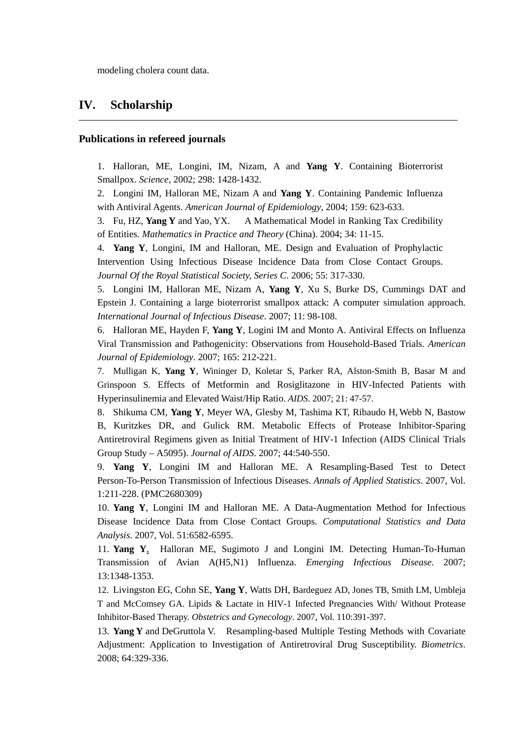modeling cholera count data.

## IV. Scholarship

### Publications in refereed journals

1. Halloran, ME, Longini, IM, Nizam, A and **Yang Y**. Containing Bioterrorist Smallpox. *Science*, 2002; 298: 1428-1432.
2. Longini IM, Halloran ME, Nizam A and **Yang Y**. Containing Pandemic Influenza with Antiviral Agents. *American Journal of Epidemiology*, 2004; 159: 623-633.
3. Fu, HZ, **Yang Y** and Yao, YX. A Mathematical Model in Ranking Tax Credibility of Entities. *Mathematics in Practice and Theory* (China). 2004; 34: 11-15.
4. **Yang Y**, Longini, IM and Halloran, ME. Design and Evaluation of Prophylactic Intervention Using Infectious Disease Incidence Data from Close Contact Groups. *Journal Of the Royal Statistical Society, Series C*. 2006; 55: 317-330.
5. Longini IM, Halloran ME, Nizam A, **Yang Y**, Xu S, Burke DS, Cummings DAT and Epstein J. Containing a large bioterrorist smallpox attack: A computer simulation approach. *International Journal of Infectious Disease*. 2007; 11: 98-108.
6. Halloran ME, Hayden F, **Yang Y**, Logini IM and Monto A. Antiviral Effects on Influenza Viral Transmission and Pathogenicity: Observations from Household-Based Trials. *American Journal of Epidemiology*. 2007; 165: 212-221.
7. Mulligan K, **Yang Y**, Wininger D, Koletar S, Parker RA, Alston-Smith B, Basar M and Grinspoon S. Effects of Metformin and Rosiglitazone in HIV-Infected Patients with Hyperinsulinemia and Elevated Waist/Hip Ratio. *AIDS*. 2007; 21: 47-57.
8. Shikuma CM, **Yang Y**, Meyer WA, Glesby M, Tashima KT, Ribaudo H, Webb N, Bastow B, Kuritzkes DR, and Gulick RM. Metabolic Effects of Protease Inhibitor-Sparing Antiretroviral Regimens given as Initial Treatment of HIV-1 Infection (AIDS Clinical Trials Group Study – A5095). *Journal of AIDS*. 2007; 44:540-550.
9. **Yang Y**, Longini IM and Halloran ME. A Resampling-Based Test to Detect Person-To-Person Transmission of Infectious Diseases. *Annals of Applied Statistics*. 2007, Vol. 1:211-228. (PMC2680309)
10. **Yang Y**, Longini IM and Halloran ME. A Data-Augmentation Method for Infectious Disease Incidence Data from Close Contact Groups. *Computational Statistics and Data Analysis*. 2007, Vol. 51:6582-6595.
11. **Yang Y**, Halloran ME, Sugimoto J and Longini IM. Detecting Human-To-Human Transmission of Avian A(H5,N1) Influenza. *Emerging Infectious Disease*. 2007; 13:1348-1353.
12. Livingston EG, Cohn SE, **Yang Y**, Watts DH, Bardeguez AD, Jones TB, Smith LM, Umbleja T and McComsey GA. Lipids & Lactate in HIV-1 Infected Pregnancies With/ Without Protease Inhibitor-Based Therapy. *Obstetrics and Gynecology*. 2007, Vol. 110:391-397.
13. **Yang Y** and DeGruttola V. Resampling-based Multiple Testing Methods with Covariate Adjustment: Application to Investigation of Antiretroviral Drug Susceptibility. *Biometrics*. 2008; 64:329-336.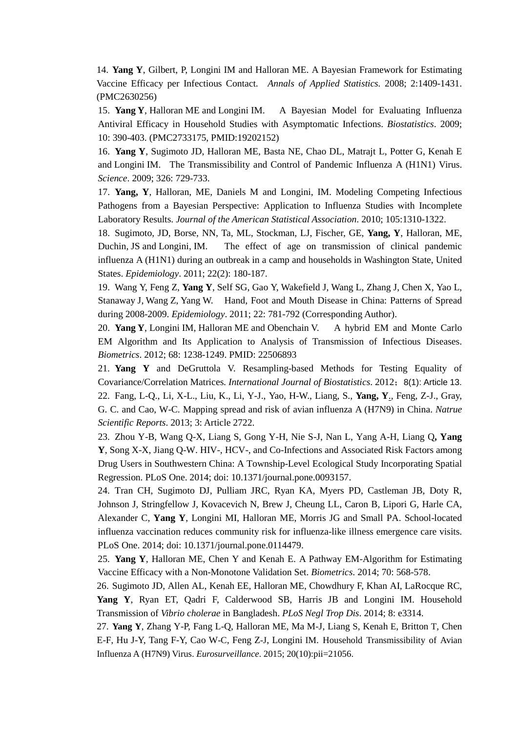14. **Yang Y**, Gilbert, P, Longini IM and Halloran ME. A Bayesian Framework for Estimating Vaccine Efficacy per Infectious Contact. *Annals of Applied Statistics.* 2008; 2:1409-1431. (PMC2630256)

15. **Yang Y**, Halloran ME and Longini IM. A Bayesian Model for Evaluating Influenza Antiviral Efficacy in Household Studies with Asymptomatic Infections. *Biostatistics*. 2009; 10: 390-403. (PMC2733175, PMID:19202152)

16. **Yang Y**, Sugimoto JD, Halloran ME, Basta NE, Chao DL, Matrajt L, Potter G, Kenah E and Longini IM. The Transmissibility and Control of Pandemic Influenza A (H1N1) Virus. *Science*. 2009; 326: 729-733.

17. **Yang, Y**, Halloran, ME, Daniels M and Longini, IM. Modeling Competing Infectious Pathogens from a Bayesian Perspective: Application to Influenza Studies with Incomplete Laboratory Results. *Journal of the American Statistical Association*. 2010; 105:1310-1322.

18. Sugimoto, JD, Borse, NN, Ta, ML, Stockman, LJ, Fischer, GE, **Yang, Y**, Halloran, ME, Duchin, JS and Longini, IM. The effect of age on transmission of clinical pandemic influenza A (H1N1) during an outbreak in a camp and households in Washington State, United States. *Epidemiology*. 2011; 22(2): 180-187.

19. Wang Y, Feng Z, **Yang Y**, Self SG, Gao Y, Wakefield J, Wang L, Zhang J, Chen X, Yao L, Stanaway J, Wang Z, Yang W. Hand, Foot and Mouth Disease in China: Patterns of Spread during 2008-2009. *Epidemiology*. 2011; 22: 781-792 (Corresponding Author).

20. **Yang Y**, Longini IM, Halloran ME and Obenchain V. A hybrid EM and Monte Carlo EM Algorithm and Its Application to Analysis of Transmission of Infectious Diseases. *Biometrics*. 2012; 68: 1238-1249. PMID: 22506893

21. **Yang Y** and DeGruttola V. Resampling-based Methods for Testing Equality of Covariance/Correlation Matrices. *International Journal of Biostatistics*. 2012；8(1): Article 13.

22. Fang, L-Q., Li, X-L., Liu, K., Li, Y-J., Yao, H-W., Liang, S., **Yang, Y**., Feng, Z-J., Gray, G. C. and Cao, W-C. Mapping spread and risk of avian influenza A (H7N9) in China. *Natrue Scientific Reports*. 2013; 3: Article 2722.

23. Zhou Y-B, Wang Q-X, Liang S, Gong Y-H, Nie S-J, Nan L, Yang A-H, Liang Q**, Yang Y**, Song X-X, Jiang Q-W. HIV-, HCV-, and Co-Infections and Associated Risk Factors among Drug Users in Southwestern China: A Township-Level Ecological Study Incorporating Spatial Regression. PLoS One. 2014; doi: 10.1371/journal.pone.0093157.

24. Tran CH, Sugimoto DJ, Pulliam JRC, Ryan KA, Myers PD, Castleman JB, Doty R, Johnson J, Stringfellow J, Kovacevich N, Brew J, Cheung LL, Caron B, Lipori G, Harle CA, Alexander C, **Yang Y**, Longini MI, Halloran ME, Morris JG and Small PA. School-located influenza vaccination reduces community risk for influenza-like illness emergence care visits. PLoS One. 2014; doi: 10.1371/journal.pone.0114479.

25. **Yang Y**, Halloran ME, Chen Y and Kenah E. A Pathway EM-Algorithm for Estimating Vaccine Efficacy with a Non-Monotone Validation Set. *Biometrics*. 2014; 70: 568-578.

26. Sugimoto JD, Allen AL, Kenah EE, Halloran ME, Chowdhury F, Khan AI, LaRocque RC, **Yang Y**, Ryan ET, Qadri F, Calderwood SB, Harris JB and Longini IM. Household Transmission of *Vibrio cholerae* in Bangladesh. *PLoS Negl Trop Dis*. 2014; 8: e3314.

27. **Yang Y**, Zhang Y-P, Fang L-Q, Halloran ME, Ma M-J, Liang S, Kenah E, Britton T, Chen E-F, Hu J-Y, Tang F-Y, Cao W-C, Feng Z-J, Longini IM. Household Transmissibility of Avian Influenza A (H7N9) Virus. *Eurosurveillance*. 2015; 20(10):pii=21056.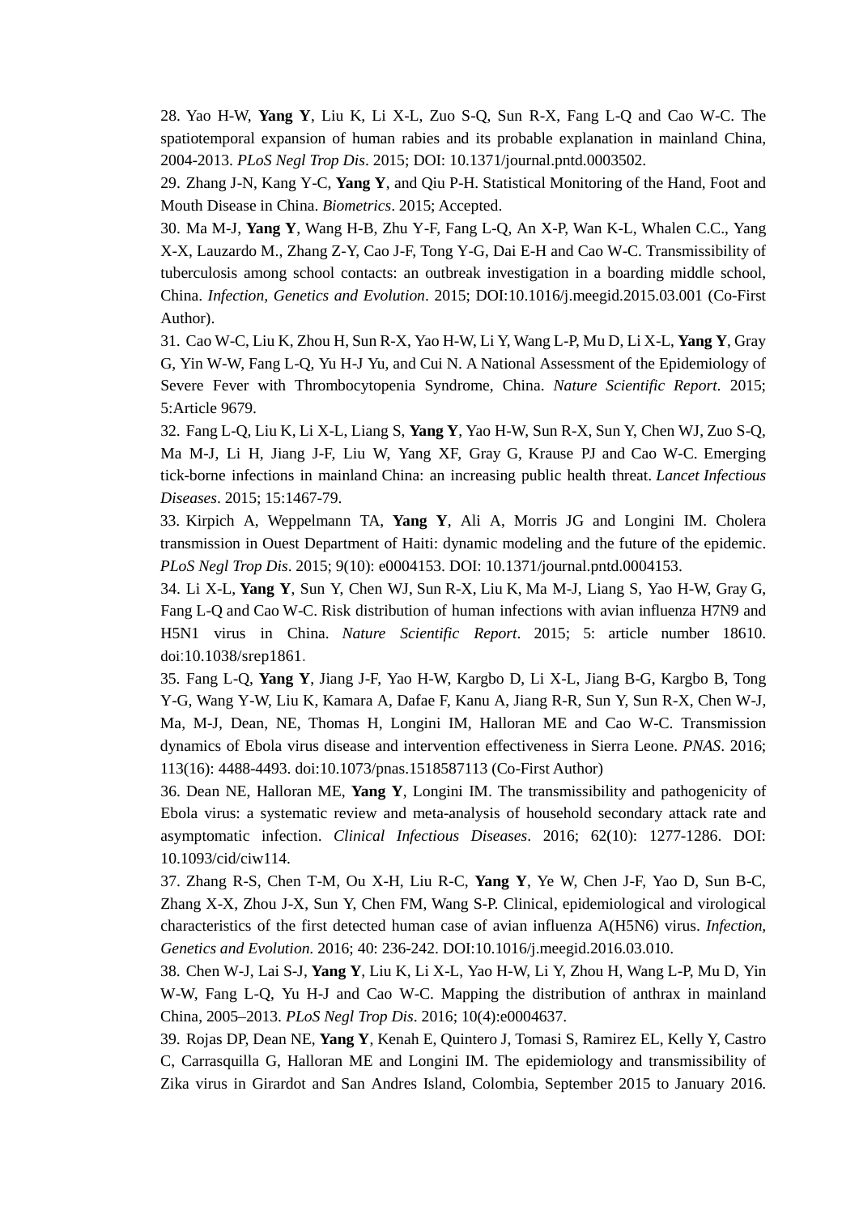28. Yao H-W, **Yang Y**, Liu K, Li X-L, Zuo S-Q, Sun R-X, Fang L-Q and Cao W-C. The spatiotemporal expansion of human rabies and its probable explanation in mainland China, 2004-2013. *PLoS Negl Trop Dis*. 2015; DOI: 10.1371/journal.pntd.0003502.

29. Zhang J-N, Kang Y-C, **Yang Y**, and Qiu P-H. Statistical Monitoring of the Hand, Foot and Mouth Disease in China. *Biometrics*. 2015; Accepted.

30. Ma M-J, **Yang Y**, Wang H-B, Zhu Y-F, Fang L-Q, An X-P, Wan K-L, Whalen C.C., Yang X-X, Lauzardo M., Zhang Z-Y, Cao J-F, Tong Y-G, Dai E-H and Cao W-C. Transmissibility of tuberculosis among school contacts: an outbreak investigation in a boarding middle school, China. *Infection, Genetics and Evolution*. 2015; DOI:10.1016/j.meegid.2015.03.001 (Co-First Author).

31. Cao W-C, Liu K, Zhou H, Sun R-X, Yao H-W, Li Y, Wang L-P, Mu D, Li X-L, **Yang Y**, Gray G, Yin W-W, Fang L-Q, Yu H-J Yu, and Cui N. A National Assessment of the Epidemiology of Severe Fever with Thrombocytopenia Syndrome, China. *Nature Scientific Report.* 2015; 5:Article 9679.

32. Fang L-Q, Liu K, Li X-L, Liang S, **Yang Y**, Yao H-W, Sun R-X, Sun Y, Chen WJ, Zuo S-Q, Ma M-J, Li H, Jiang J-F, Liu W, Yang XF, Gray G, Krause PJ and Cao W-C. Emerging tick-borne infections in mainland China: an increasing public health threat. *Lancet Infectious Diseases*. 2015; 15:1467-79.

33. Kirpich A, Weppelmann TA, **Yang Y**, Ali A, Morris JG and Longini IM. Cholera transmission in Ouest Department of Haiti: dynamic modeling and the future of the epidemic. *PLoS Negl Trop Dis*. 2015; 9(10): e0004153. DOI: 10.1371/journal.pntd.0004153.

34. Li X-L, **Yang Y**, Sun Y, Chen WJ, Sun R-X, Liu K, Ma M-J, Liang S, Yao H-W, Gray G, Fang L-Q and Cao W-C. Risk distribution of human infections with avian influenza H7N9 and H5N1 virus in China. *Nature Scientific Report*. 2015; 5: article number 18610. doi:10.1038/srep1861.

35. Fang L-Q, **Yang Y**, Jiang J-F, Yao H-W, Kargbo D, Li X-L, Jiang B-G, Kargbo B, Tong Y-G, Wang Y-W, Liu K, Kamara A, Dafae F, Kanu A, Jiang R-R, Sun Y, Sun R-X, Chen W-J, Ma, M-J, Dean, NE, Thomas H, Longini IM, Halloran ME and Cao W-C. Transmission dynamics of Ebola virus disease and intervention effectiveness in Sierra Leone. *PNAS*. 2016; 113(16): 4488-4493. doi:10.1073/pnas.1518587113 (Co-First Author)

36. Dean NE, Halloran ME, **Yang Y**, Longini IM. The transmissibility and pathogenicity of Ebola virus: a systematic review and meta-analysis of household secondary attack rate and asymptomatic infection. *Clinical Infectious Diseases*. 2016; 62(10): 1277-1286. DOI: 10.1093/cid/ciw114.

37. Zhang R-S, Chen T-M, Ou X-H, Liu R-C, **Yang Y**, Ye W, Chen J-F, Yao D, Sun B-C, Zhang X-X, Zhou J-X, Sun Y, Chen FM, Wang S-P. Clinical, epidemiological and virological characteristics of the first detected human case of avian influenza A(H5N6) virus. *Infection, Genetics and Evolution.* 2016; 40: 236-242. DOI:10.1016/j.meegid.2016.03.010.

38. Chen W-J, Lai S-J, **Yang Y**, Liu K, Li X-L, Yao H-W, Li Y, Zhou H, Wang L-P, Mu D, Yin W-W, Fang L-Q, Yu H-J and Cao W-C. Mapping the distribution of anthrax in mainland China, 2005–2013. *PLoS Negl Trop Dis*. 2016; 10(4):e0004637.

39. Rojas DP, Dean NE, **Yang Y**, Kenah E, Quintero J, Tomasi S, Ramirez EL, Kelly Y, Castro C, Carrasquilla G, Halloran ME and Longini IM. The epidemiology and transmissibility of Zika virus in Girardot and San Andres Island, Colombia, September 2015 to January 2016.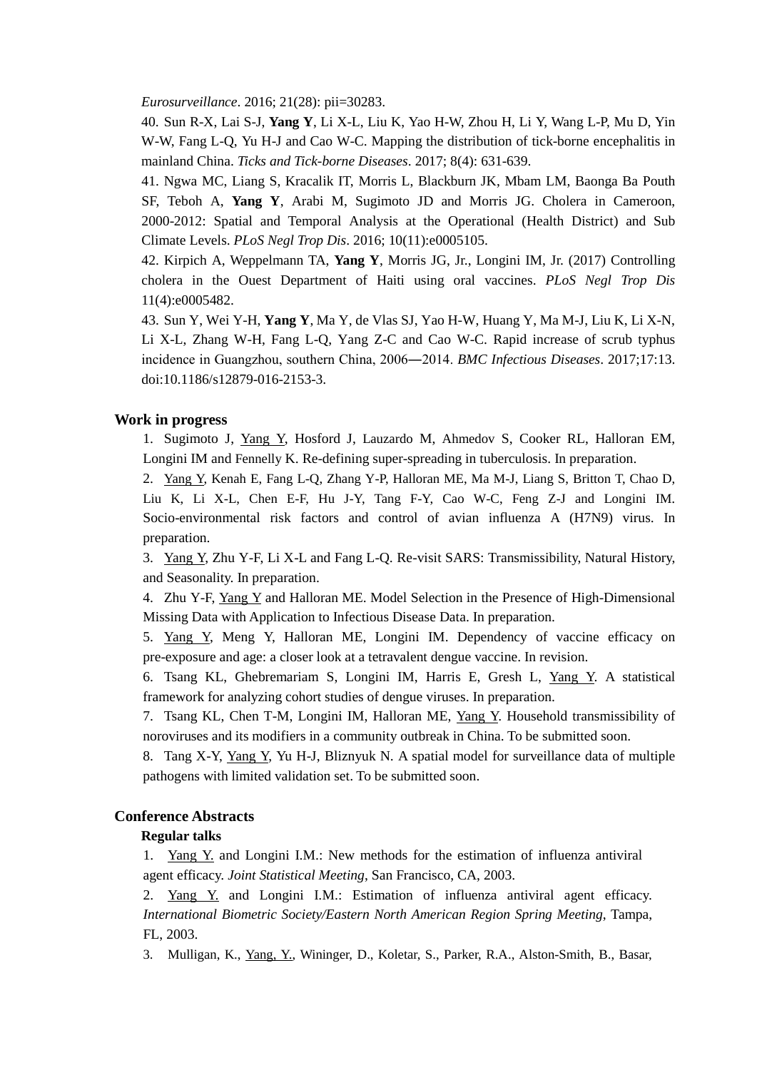*Eurosurveillance*. 2016; 21(28): pii=30283.

40. Sun R-X, Lai S-J, **Yang Y**, Li X-L, Liu K, Yao H-W, Zhou H, Li Y, Wang L-P, Mu D, Yin W-W, Fang L-Q, Yu H-J and Cao W-C. Mapping the distribution of tick-borne encephalitis in mainland China. *Ticks and Tick-borne Diseases*. 2017; 8(4): 631-639.

41. Ngwa MC, Liang S, Kracalik IT, Morris L, Blackburn JK, Mbam LM, Baonga Ba Pouth SF, Teboh A, **Yang Y**, Arabi M, Sugimoto JD and Morris JG. Cholera in Cameroon, 2000-2012: Spatial and Temporal Analysis at the Operational (Health District) and Sub Climate Levels. *PLoS Negl Trop Dis*. 2016; 10(11):e0005105.

42. Kirpich A, Weppelmann TA, **Yang Y**, Morris JG, Jr., Longini IM, Jr. (2017) Controlling cholera in the Ouest Department of Haiti using oral vaccines. *PLoS Negl Trop Dis* 11(4):e0005482.

43. Sun Y, Wei Y-H, **Yang Y**, Ma Y, de Vlas SJ, Yao H-W, Huang Y, Ma M-J, Liu K, Li X-N, Li X-L, Zhang W-H, Fang L-Q, Yang Z-C and Cao W-C. Rapid increase of scrub typhus incidence in Guangzhou, southern China, 2006―2014. *BMC Infectious Diseases*. 2017;17:13. doi:10.1186/s12879-016-2153-3.

### Work in progress

1. Sugimoto J, Yang Y, Hosford J, Lauzardo M, Ahmedov S, Cooker RL, Halloran EM, Longini IM and Fennelly K. Re-defining super-spreading in tuberculosis. In preparation.
2. Yang Y, Kenah E, Fang L-Q, Zhang Y-P, Halloran ME, Ma M-J, Liang S, Britton T, Chao D, Liu K, Li X-L, Chen E-F, Hu J-Y, Tang F-Y, Cao W-C, Feng Z-J and Longini IM. Socio-environmental risk factors and control of avian influenza A (H7N9) virus. In preparation.
3. Yang Y, Zhu Y-F, Li X-L and Fang L-Q. Re-visit SARS: Transmissibility, Natural History, and Seasonality. In preparation.
4. Zhu Y-F, Yang Y and Halloran ME. Model Selection in the Presence of High-Dimensional Missing Data with Application to Infectious Disease Data. In preparation.
5. Yang Y, Meng Y, Halloran ME, Longini IM. Dependency of vaccine efficacy on pre-exposure and age: a closer look at a tetravalent dengue vaccine. In revision.
6. Tsang KL, Ghebremariam S, Longini IM, Harris E, Gresh L, Yang Y. A statistical framework for analyzing cohort studies of dengue viruses. In preparation.
7. Tsang KL, Chen T-M, Longini IM, Halloran ME, Yang Y. Household transmissibility of noroviruses and its modifiers in a community outbreak in China. To be submitted soon.
8. Tang X-Y, Yang Y, Yu H-J, Bliznyuk N. A spatial model for surveillance data of multiple pathogens with limited validation set. To be submitted soon.

### Conference Abstracts

#### Regular talks

1. Yang Y. and Longini I.M.: New methods for the estimation of influenza antiviral agent efficacy. *Joint Statistical Meeting*, San Francisco, CA, 2003.
2. Yang Y. and Longini I.M.: Estimation of influenza antiviral agent efficacy. *International Biometric Society/Eastern North American Region Spring Meeting*, Tampa, FL, 2003.
3. Mulligan, K., Yang, Y., Wininger, D., Koletar, S., Parker, R.A., Alston-Smith, B., Basar,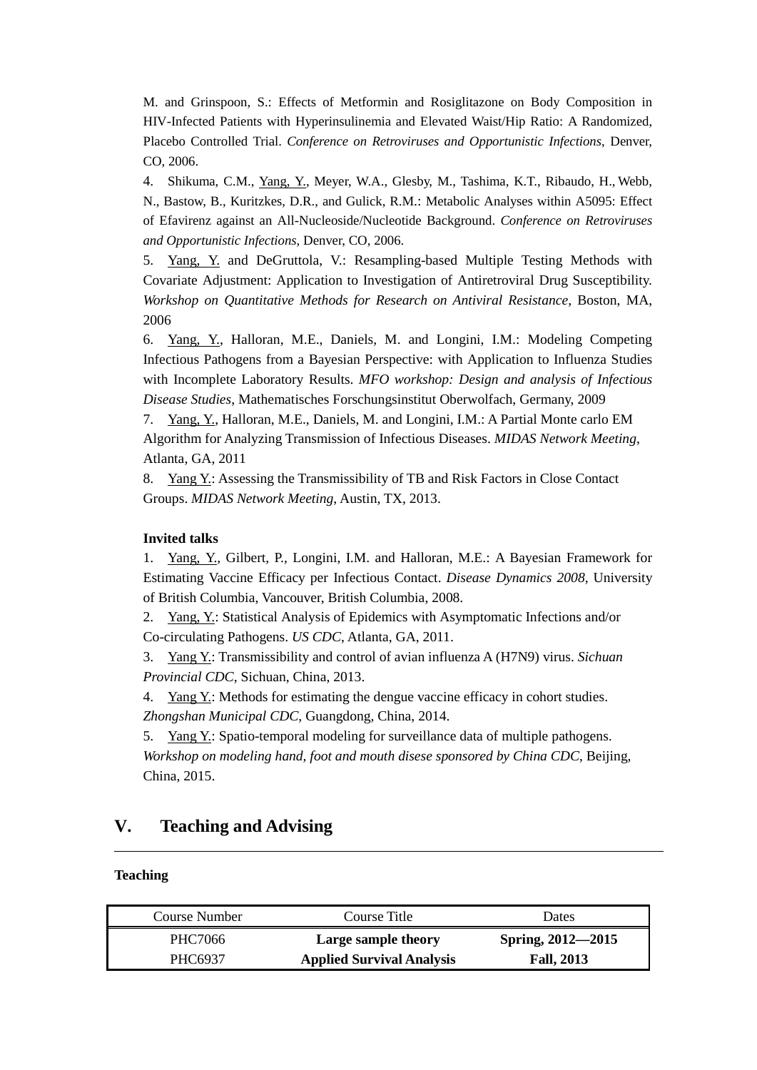M. and Grinspoon, S.: Effects of Metformin and Rosiglitazone on Body Composition in HIV-Infected Patients with Hyperinsulinemia and Elevated Waist/Hip Ratio: A Randomized, Placebo Controlled Trial. *Conference on Retroviruses and Opportunistic Infections*, Denver, CO, 2006.

4. Shikuma, C.M., Yang, Y., Meyer, W.A., Glesby, M., Tashima, K.T., Ribaudo, H., Webb, N., Bastow, B., Kuritzkes, D.R., and Gulick, R.M.: Metabolic Analyses within A5095: Effect of Efavirenz against an All-Nucleoside/Nucleotide Background. *Conference on Retroviruses and Opportunistic Infections*, Denver, CO, 2006.

5. Yang, Y. and DeGruttola, V.: Resampling-based Multiple Testing Methods with Covariate Adjustment: Application to Investigation of Antiretroviral Drug Susceptibility. *Workshop on Quantitative Methods for Research on Antiviral Resistance*, Boston, MA, 2006

6. Yang, Y., Halloran, M.E., Daniels, M. and Longini, I.M.: Modeling Competing Infectious Pathogens from a Bayesian Perspective: with Application to Influenza Studies with Incomplete Laboratory Results. *MFO workshop: Design and analysis of Infectious Disease Studies*, Mathematisches Forschungsinstitut Oberwolfach, Germany, 2009

7. Yang, Y., Halloran, M.E., Daniels, M. and Longini, I.M.: A Partial Monte carlo EM Algorithm for Analyzing Transmission of Infectious Diseases. *MIDAS Network Meeting*, Atlanta, GA, 2011

8. Yang Y.: Assessing the Transmissibility of TB and Risk Factors in Close Contact Groups. *MIDAS Network Meeting*, Austin, TX, 2013.

**Invited talks**

1. Yang, Y., Gilbert, P., Longini, I.M. and Halloran, M.E.: A Bayesian Framework for Estimating Vaccine Efficacy per Infectious Contact. *Disease Dynamics 2008*, University of British Columbia, Vancouver, British Columbia, 2008.

2. Yang, Y.: Statistical Analysis of Epidemics with Asymptomatic Infections and/or Co-circulating Pathogens. *US CDC*, Atlanta, GA, 2011.

3. Yang Y.: Transmissibility and control of avian influenza A (H7N9) virus. *Sichuan Provincial CDC*, Sichuan, China, 2013.

4. Yang Y.: Methods for estimating the dengue vaccine efficacy in cohort studies. *Zhongshan Municipal CDC*, Guangdong, China, 2014.

5. Yang Y.: Spatio-temporal modeling for surveillance data of multiple pathogens. *Workshop on modeling hand, foot and mouth disese sponsored by China CDC*, Beijing, China, 2015.

## V. Teaching and Advising

**Teaching**

| Course Number | Course Title | Dates |
|---|---|---|
| PHC7066 | **Large sample theory** | **Spring, 2012—2015** |
| PHC6937 | **Applied Survival Analysis** | **Fall, 2013** |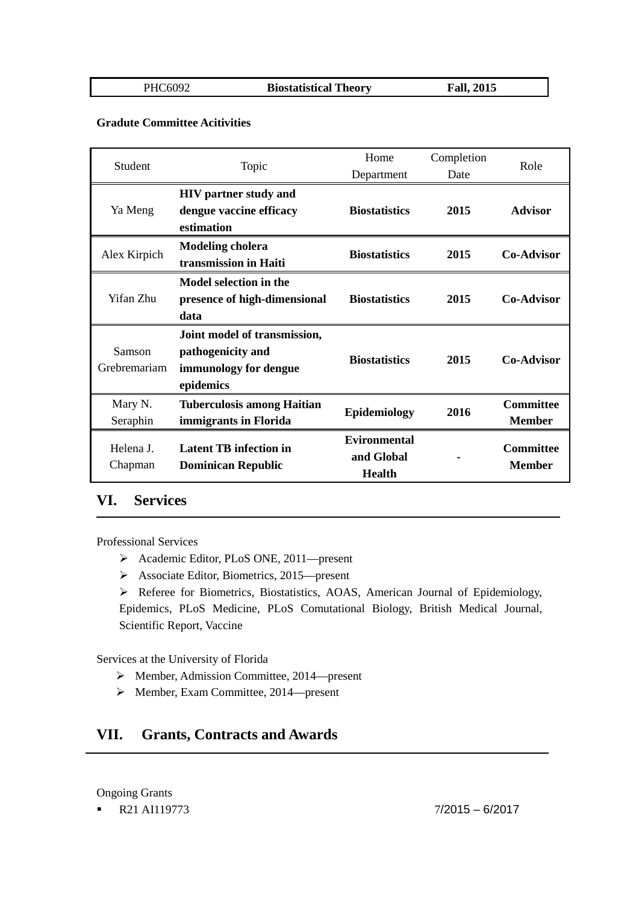| PHC6092 | **Biostatistical Theory** | **Fall, 2015** |
|---|---|---|

**Gradute Committee Acitivities**

| Student | Topic | Home Department | Completion Date | Role |
|---|---|---|---|---|
| Ya Meng | **HIV partner study and dengue vaccine efficacy estimation** | **Biostatistics** | **2015** | **Advisor** |
| Alex Kirpich | **Modeling cholera transmission in Haiti** | **Biostatistics** | **2015** | **Co-Advisor** |
| Yifan Zhu | **Model selection in the presence of high-dimensional data** | **Biostatistics** | **2015** | **Co-Advisor** |
| Samson Grebremariam | **Joint model of transmission, pathogenicity and immunology for dengue epidemics** | **Biostatistics** | **2015** | **Co-Advisor** |
| Mary N. Seraphin | **Tuberculosis among Haitian immigrants in Florida** | **Epidemiology** | **2016** | **Committee Member** |
| Helena J. Chapman | **Latent TB infection in Dominican Republic** | **Evironmental and Global Health** | **-** | **Committee Member** |

## VI. Services

Professional Services

- Academic Editor, PLoS ONE, 2011—present
- Associate Editor, Biometrics, 2015—present
- Referee for Biometrics, Biostatistics, AOAS, American Journal of Epidemiology, Epidemics, PLoS Medicine, PLoS Comutational Biology, British Medical Journal, Scientific Report, Vaccine

Services at the University of Florida

- Member, Admission Committee, 2014—present
- Member, Exam Committee, 2014—present

## VII. Grants, Contracts and Awards

Ongoing Grants

- R21 AI119773 7/2015 – 6/2017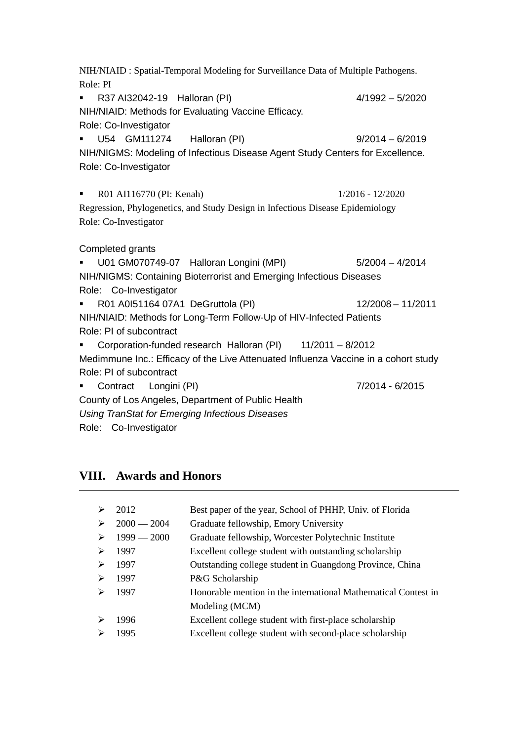NIH/NIAID : Spatial-Temporal Modeling for Surveillance Data of Multiple Pathogens.
Role: PI

- R37 AI32042-19 Halloran (PI) 4/1992 – 5/2020

NIH/NIAID: Methods for Evaluating Vaccine Efficacy.
Role: Co-Investigator

- U54 GM111274 Halloran (PI) 9/2014 – 6/2019

NIH/NIGMS: Modeling of Infectious Disease Agent Study Centers for Excellence.
Role: Co-Investigator

- R01 AI116770 (PI: Kenah) 1/2016 - 12/2020

Regression, Phylogenetics, and Study Design in Infectious Disease Epidemiology
Role: Co-Investigator

Completed grants

- U01 GM070749-07 Halloran Longini (MPI) 5/2004 – 4/2014

NIH/NIGMS: Containing Bioterrorist and Emerging Infectious Diseases
Role: Co-Investigator

- R01 A0I51164 07A1 DeGruttola (PI) 12/2008 – 11/2011

NIH/NIAID: Methods for Long-Term Follow-Up of HIV-Infected Patients
Role: PI of subcontract

- Corporation-funded research Halloran (PI) 11/2011 – 8/2012

Medimmune Inc.: Efficacy of the Live Attenuated Influenza Vaccine in a cohort study
Role: PI of subcontract

- Contract Longini (PI) 7/2014 - 6/2015

County of Los Angeles, Department of Public Health
*Using TranStat for Emerging Infectious Diseases*
Role: Co-Investigator

## VIII. Awards and Honors

- 2012 — Best paper of the year, School of PHHP, Univ. of Florida
- 2000 — 2004 — Graduate fellowship, Emory University
- 1999 — 2000 — Graduate fellowship, Worcester Polytechnic Institute
- 1997 — Excellent college student with outstanding scholarship
- 1997 — Outstanding college student in Guangdong Province, China
- 1997 — P&G Scholarship
- 1997 — Honorable mention in the international Mathematical Contest in Modeling (MCM)
- 1996 — Excellent college student with first-place scholarship
- 1995 — Excellent college student with second-place scholarship